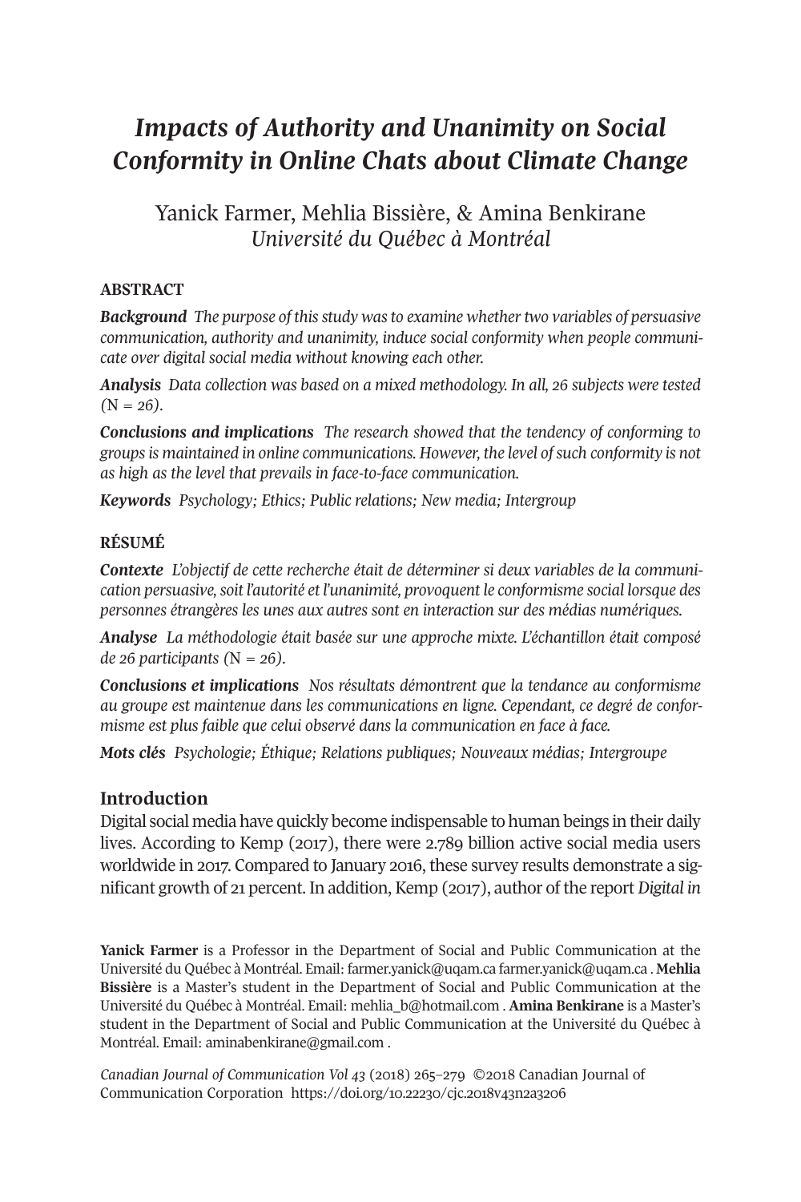# *Impacts of Authority and Unanimity on Social Conformity in Online Chats about Climate Change*

Yanick Farmer, Mehlia Bissière, & Amina Benkirane
*Université du Québec à Montréal*

## ABSTRACT

***Background*** *The purpose of this study was to examine whether two variables of persuasive communication, authority and unanimity, induce social conformity when people communicate over digital social media without knowing each other.*

***Analysis*** *Data collection was based on a mixed methodology. In all, 26 subjects were tested (*N = 26*).*

***Conclusions and implications*** *The research showed that the tendency of conforming to groups is maintained in online communications. However, the level of such conformity is not as high as the level that prevails in face-to-face communication.*

***Keywords*** *Psychology; Ethics; Public relations; New media; Intergroup*

## RÉSUMÉ

***Contexte*** *L'objectif de cette recherche était de déterminer si deux variables de la communication persuasive, soit l'autorité et l'unanimité, provoquent le conformisme social lorsque des personnes étrangères les unes aux autres sont en interaction sur des médias numériques.*

***Analyse*** *La méthodologie était basée sur une approche mixte. L'échantillon était composé de 26 participants (*N = 26*).*

***Conclusions et implications*** *Nos résultats démontrent que la tendance au conformisme au groupe est maintenue dans les communications en ligne. Cependant, ce degré de conformisme est plus faible que celui observé dans la communication en face à face.*

***Mots clés*** *Psychologie; Éthique; Relations publiques; Nouveaux médias; Intergroupe*

## Introduction

Digital social media have quickly become indispensable to human beings in their daily lives. According to Kemp (2017), there were 2.789 billion active social media users worldwide in 2017. Compared to January 2016, these survey results demonstrate a significant growth of 21 percent. In addition, Kemp (2017), author of the report *Digital in*

**Yanick Farmer** is a Professor in the Department of Social and Public Communication at the Université du Québec à Montréal. Email: farmer.yanick@uqam.ca farmer.yanick@uqam.ca . **Mehlia Bissière** is a Master's student in the Department of Social and Public Communication at the Université du Québec à Montréal. Email: mehlia_b@hotmail.com . **Amina Benkirane** is a Master's student in the Department of Social and Public Communication at the Université du Québec à Montréal. Email: aminabenkirane@gmail.com .

*Canadian Journal of Communication Vol 43* (2018) 265–279 ©2018 Canadian Journal of Communication Corporation https://doi.org/10.22230/cjc.2018v43n2a3206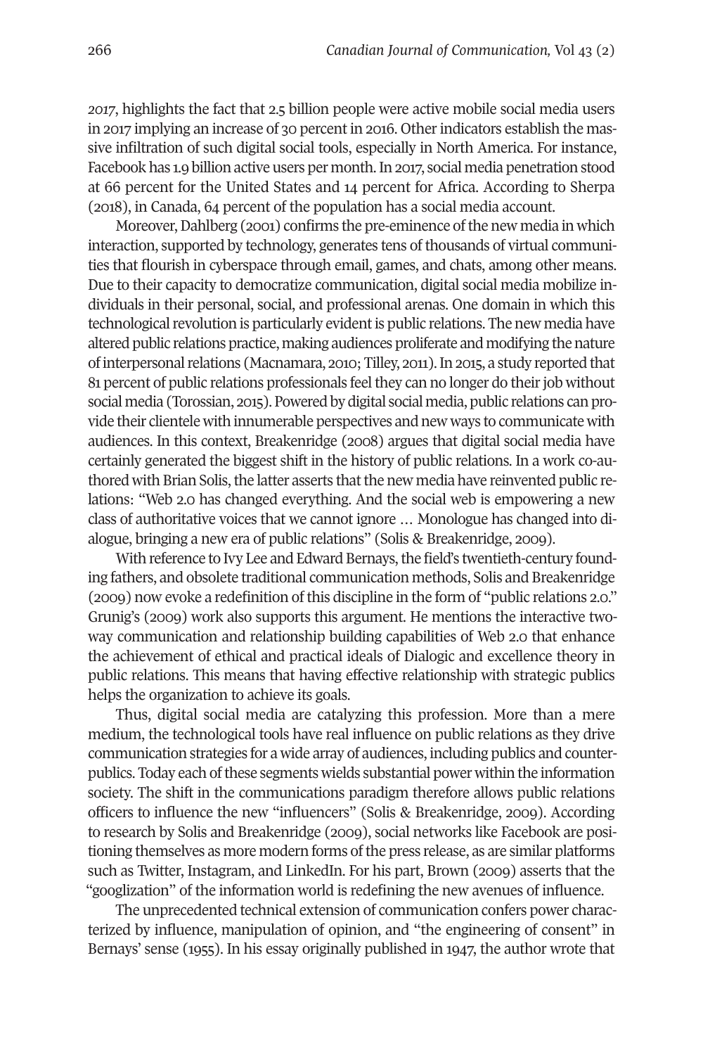*2017*, highlights the fact that 2.5 billion people were active mobile social media users in 2017 implying an increase of 30 percent in 2016. Other indicators establish the massive infiltration of such digital social tools, especially in North America. For instance, Facebook has 1.9 billion active users per month. In 2017, social media penetration stood at 66 percent for the United States and 14 percent for Africa. According to Sherpa (2018), in Canada, 64 percent of the population has a social media account.

Moreover, Dahlberg (2001) confirms the pre-eminence of the new media in which interaction, supported by technology, generates tens of thousands of virtual communities that flourish in cyberspace through email, games, and chats, among other means. Due to their capacity to democratize communication, digital social media mobilize individuals in their personal, social, and professional arenas. One domain in which this technological revolution is particularly evident is public relations. The new media have altered public relations practice, making audiences proliferate and modifying the nature of interpersonal relations (Macnamara, 2010; Tilley, 2011). In 2015, a study reported that 81 percent of public relations professionals feel they can no longer do their job without social media (Torossian, 2015). Powered by digital social media, public relations can provide their clientele with innumerable perspectives and new ways to communicate with audiences. In this context, Breakenridge (2008) argues that digital social media have certainly generated the biggest shift in the history of public relations. In a work co-authored with Brian Solis, the latter asserts that the new media have reinvented public relations: "Web 2.0 has changed everything. And the social web is empowering a new class of authoritative voices that we cannot ignore … Monologue has changed into dialogue, bringing a new era of public relations" (Solis & Breakenridge, 2009).

With reference to Ivy Lee and Edward Bernays, the field's twentieth-century founding fathers, and obsolete traditional communication methods, Solis and Breakenridge (2009) now evoke a redefinition of this discipline in the form of "public relations 2.0." Grunig's (2009) work also supports this argument. He mentions the interactive two-way communication and relationship building capabilities of Web 2.0 that enhance the achievement of ethical and practical ideals of Dialogic and excellence theory in public relations. This means that having effective relationship with strategic publics helps the organization to achieve its goals.

Thus, digital social media are catalyzing this profession. More than a mere medium, the technological tools have real influence on public relations as they drive communication strategies for a wide array of audiences, including publics and counterpublics. Today each of these segments wields substantial power within the information society. The shift in the communications paradigm therefore allows public relations officers to influence the new "influencers" (Solis & Breakenridge, 2009). According to research by Solis and Breakenridge (2009), social networks like Facebook are positioning themselves as more modern forms of the press release, as are similar platforms such as Twitter, Instagram, and LinkedIn. For his part, Brown (2009) asserts that the "googlization" of the information world is redefining the new avenues of influence.

The unprecedented technical extension of communication confers power characterized by influence, manipulation of opinion, and "the engineering of consent" in Bernays' sense (1955). In his essay originally published in 1947, the author wrote that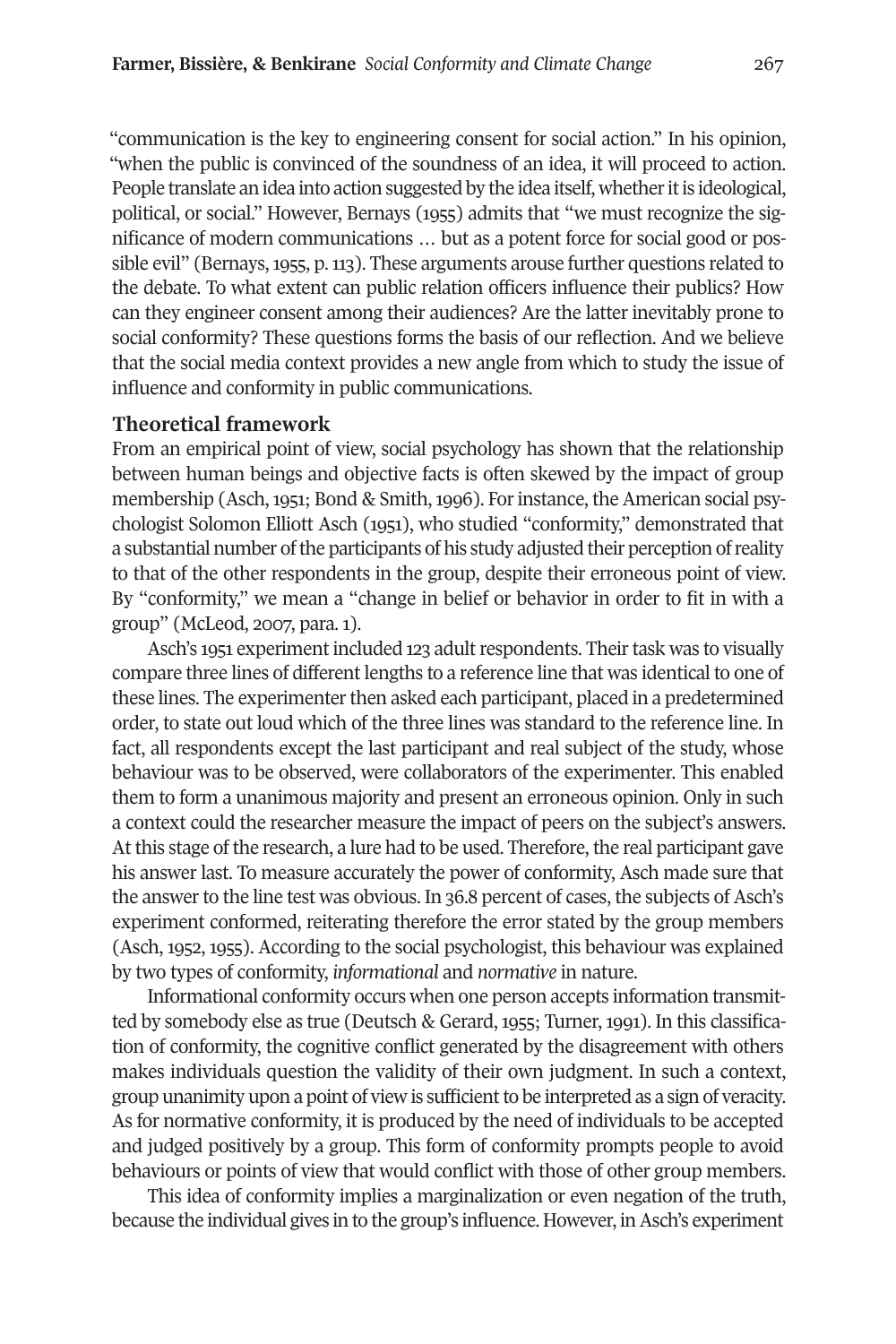"communication is the key to engineering consent for social action." In his opinion, "when the public is convinced of the soundness of an idea, it will proceed to action. People translate an idea into action suggested by the idea itself, whether it is ideological, political, or social." However, Bernays (1955) admits that "we must recognize the significance of modern communications … but as a potent force for social good or possible evil" (Bernays, 1955, p. 113). These arguments arouse further questions related to the debate. To what extent can public relation officers influence their publics? How can they engineer consent among their audiences? Are the latter inevitably prone to social conformity? These questions forms the basis of our reflection. And we believe that the social media context provides a new angle from which to study the issue of influence and conformity in public communications.

## Theoretical framework

From an empirical point of view, social psychology has shown that the relationship between human beings and objective facts is often skewed by the impact of group membership (Asch, 1951; Bond & Smith, 1996). For instance, the American social psychologist Solomon Elliott Asch (1951), who studied "conformity," demonstrated that a substantial number of the participants of his study adjusted their perception of reality to that of the other respondents in the group, despite their erroneous point of view. By "conformity," we mean a "change in belief or behavior in order to fit in with a group" (McLeod, 2007, para. 1).

Asch's 1951 experiment included 123 adult respondents. Their task was to visually compare three lines of different lengths to a reference line that was identical to one of these lines. The experimenter then asked each participant, placed in a predetermined order, to state out loud which of the three lines was standard to the reference line. In fact, all respondents except the last participant and real subject of the study, whose behaviour was to be observed, were collaborators of the experimenter. This enabled them to form a unanimous majority and present an erroneous opinion. Only in such a context could the researcher measure the impact of peers on the subject's answers. At this stage of the research, a lure had to be used. Therefore, the real participant gave his answer last. To measure accurately the power of conformity, Asch made sure that the answer to the line test was obvious. In 36.8 percent of cases, the subjects of Asch's experiment conformed, reiterating therefore the error stated by the group members (Asch, 1952, 1955). According to the social psychologist, this behaviour was explained by two types of conformity, *informational* and *normative* in nature.

Informational conformity occurs when one person accepts information transmitted by somebody else as true (Deutsch & Gerard, 1955; Turner, 1991). In this classification of conformity, the cognitive conflict generated by the disagreement with others makes individuals question the validity of their own judgment. In such a context, group unanimity upon a point of view is sufficient to be interpreted as a sign of veracity. As for normative conformity, it is produced by the need of individuals to be accepted and judged positively by a group. This form of conformity prompts people to avoid behaviours or points of view that would conflict with those of other group members.

This idea of conformity implies a marginalization or even negation of the truth, because the individual gives in to the group's influence. However, in Asch's experiment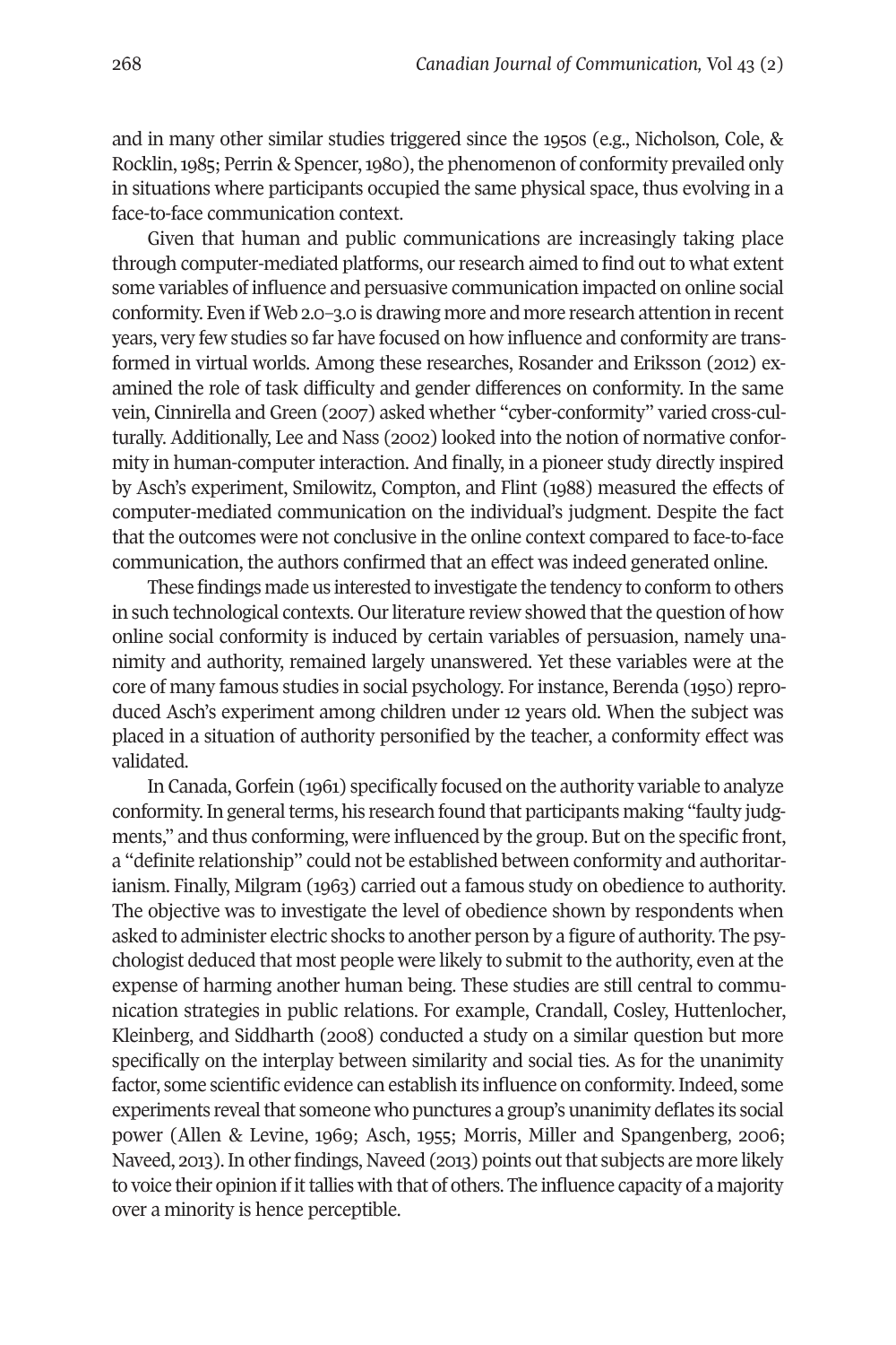and in many other similar studies triggered since the 1950s (e.g., Nicholson, Cole, & Rocklin, 1985; Perrin & Spencer, 1980), the phenomenon of conformity prevailed only in situations where participants occupied the same physical space, thus evolving in a face-to-face communication context.

Given that human and public communications are increasingly taking place through computer-mediated platforms, our research aimed to find out to what extent some variables of influence and persuasive communication impacted on online social conformity. Even if Web 2.0–3.0 is drawing more and more research attention in recent years, very few studies so far have focused on how influence and conformity are transformed in virtual worlds. Among these researches, Rosander and Eriksson (2012) examined the role of task difficulty and gender differences on conformity. In the same vein, Cinnirella and Green (2007) asked whether "cyber-conformity" varied cross-culturally. Additionally, Lee and Nass (2002) looked into the notion of normative conformity in human-computer interaction. And finally, in a pioneer study directly inspired by Asch's experiment, Smilowitz, Compton, and Flint (1988) measured the effects of computer-mediated communication on the individual's judgment. Despite the fact that the outcomes were not conclusive in the online context compared to face-to-face communication, the authors confirmed that an effect was indeed generated online.

These findings made us interested to investigate the tendency to conform to others in such technological contexts. Our literature review showed that the question of how online social conformity is induced by certain variables of persuasion, namely unanimity and authority, remained largely unanswered. Yet these variables were at the core of many famous studies in social psychology. For instance, Berenda (1950) reproduced Asch's experiment among children under 12 years old. When the subject was placed in a situation of authority personified by the teacher, a conformity effect was validated.

In Canada, Gorfein (1961) specifically focused on the authority variable to analyze conformity. In general terms, his research found that participants making "faulty judgments," and thus conforming, were influenced by the group. But on the specific front, a "definite relationship" could not be established between conformity and authoritarianism. Finally, Milgram (1963) carried out a famous study on obedience to authority. The objective was to investigate the level of obedience shown by respondents when asked to administer electric shocks to another person by a figure of authority. The psychologist deduced that most people were likely to submit to the authority, even at the expense of harming another human being. These studies are still central to communication strategies in public relations. For example, Crandall, Cosley, Huttenlocher, Kleinberg, and Siddharth (2008) conducted a study on a similar question but more specifically on the interplay between similarity and social ties. As for the unanimity factor, some scientific evidence can establish its influence on conformity. Indeed, some experiments reveal that someone who punctures a group's unanimity deflates its social power (Allen & Levine, 1969; Asch, 1955; Morris, Miller and Spangenberg, 2006; Naveed, 2013). In other findings, Naveed (2013) points out that subjects are more likely to voice their opinion if it tallies with that of others. The influence capacity of a majority over a minority is hence perceptible.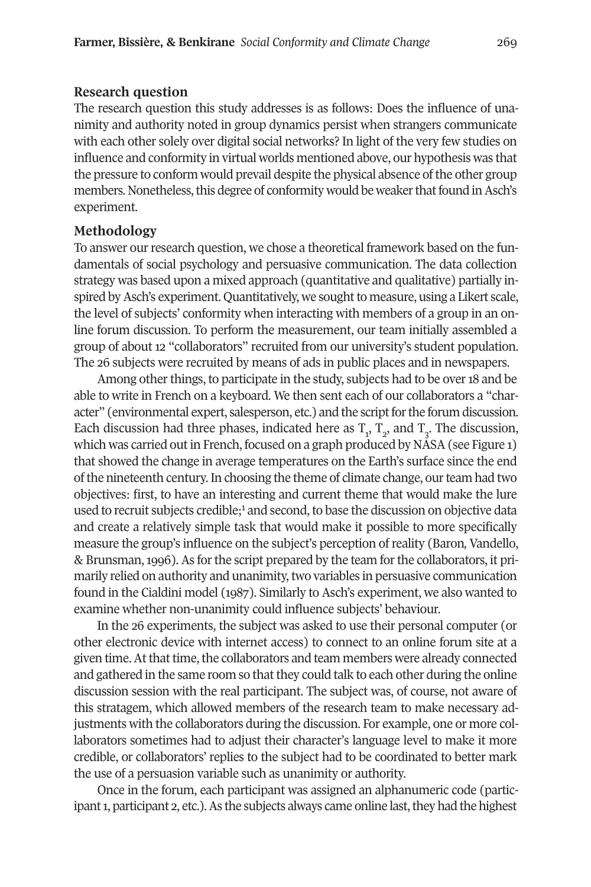### Research question

The research question this study addresses is as follows: Does the influence of unanimity and authority noted in group dynamics persist when strangers communicate with each other solely over digital social networks? In light of the very few studies on influence and conformity in virtual worlds mentioned above, our hypothesis was that the pressure to conform would prevail despite the physical absence of the other group members. Nonetheless, this degree of conformity would be weaker that found in Asch's experiment.

### Methodology

To answer our research question, we chose a theoretical framework based on the fundamentals of social psychology and persuasive communication. The data collection strategy was based upon a mixed approach (quantitative and qualitative) partially inspired by Asch's experiment. Quantitatively, we sought to measure, using a Likert scale, the level of subjects' conformity when interacting with members of a group in an online forum discussion. To perform the measurement, our team initially assembled a group of about 12 "collaborators" recruited from our university's student population. The 26 subjects were recruited by means of ads in public places and in newspapers.

Among other things, to participate in the study, subjects had to be over 18 and be able to write in French on a keyboard. We then sent each of our collaborators a "character" (environmental expert, salesperson, etc.) and the script for the forum discussion. Each discussion had three phases, indicated here as $T_1$, $T_2$, and $T_3$. The discussion, which was carried out in French, focused on a graph produced by NASA (see Figure 1) that showed the change in average temperatures on the Earth's surface since the end of the nineteenth century. In choosing the theme of climate change, our team had two objectives: first, to have an interesting and current theme that would make the lure used to recruit subjects credible;[1] and second, to base the discussion on objective data and create a relatively simple task that would make it possible to more specifically measure the group's influence on the subject's perception of reality (Baron, Vandello, & Brunsman, 1996). As for the script prepared by the team for the collaborators, it primarily relied on authority and unanimity, two variables in persuasive communication found in the Cialdini model (1987). Similarly to Asch's experiment, we also wanted to examine whether non-unanimity could influence subjects' behaviour.

In the 26 experiments, the subject was asked to use their personal computer (or other electronic device with internet access) to connect to an online forum site at a given time. At that time, the collaborators and team members were already connected and gathered in the same room so that they could talk to each other during the online discussion session with the real participant. The subject was, of course, not aware of this stratagem, which allowed members of the research team to make necessary adjustments with the collaborators during the discussion. For example, one or more collaborators sometimes had to adjust their character's language level to make it more credible, or collaborators' replies to the subject had to be coordinated to better mark the use of a persuasion variable such as unanimity or authority.

Once in the forum, each participant was assigned an alphanumeric code (participant 1, participant 2, etc.). As the subjects always came online last, they had the highest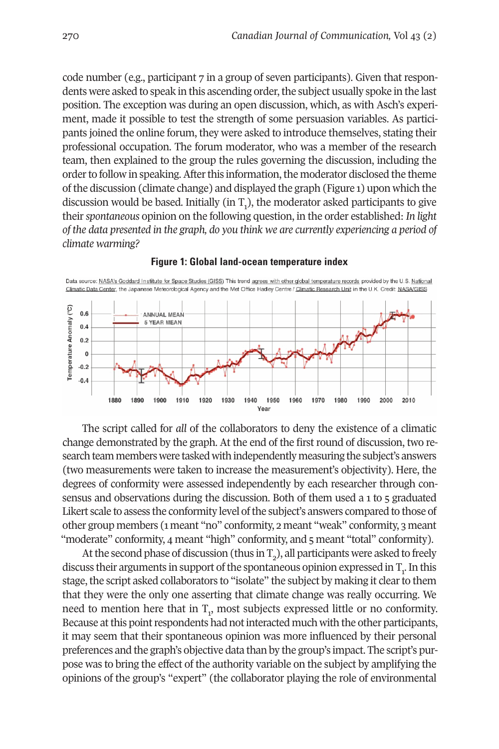code number (e.g., participant 7 in a group of seven participants). Given that respondents were asked to speak in this ascending order, the subject usually spoke in the last position. The exception was during an open discussion, which, as with Asch's experiment, made it possible to test the strength of some persuasion variables. As participants joined the online forum, they were asked to introduce themselves, stating their professional occupation. The forum moderator, who was a member of the research team, then explained to the group the rules governing the discussion, including the order to follow in speaking. After this information, the moderator disclosed the theme of the discussion (climate change) and displayed the graph (Figure 1) upon which the discussion would be based. Initially (in $T_1$), the moderator asked participants to give their *spontaneous* opinion on the following question, in the order established: *In light of the data presented in the graph, do you think we are currently experiencing a period of climate warming?*

**Figure 1: Global land-ocean temperature index**

Data source: NASA's Goddard Institute for Space Studies (GISS) This trend agrees with other global temperature records provided by the U.S. National Climatic Data Center, the Japanese Meteorological Agency and the Met Office Hadley Centre / Climatic Research Unit in the U.K. Credit: NASA/GISS

The script called for *all* of the collaborators to deny the existence of a climatic change demonstrated by the graph. At the end of the first round of discussion, two research team members were tasked with independently measuring the subject's answers (two measurements were taken to increase the measurement's objectivity). Here, the degrees of conformity were assessed independently by each researcher through consensus and observations during the discussion. Both of them used a 1 to 5 graduated Likert scale to assess the conformity level of the subject's answers compared to those of other group members (1 meant "no" conformity, 2 meant "weak" conformity, 3 meant "moderate" conformity, 4 meant "high" conformity, and 5 meant "total" conformity).

At the second phase of discussion (thus in $T_2$), all participants were asked to freely discuss their arguments in support of the spontaneous opinion expressed in $T_1$. In this stage, the script asked collaborators to "isolate" the subject by making it clear to them that they were the only one asserting that climate change was really occurring. We need to mention here that in $T_1$, most subjects expressed little or no conformity. Because at this point respondents had not interacted much with the other participants, it may seem that their spontaneous opinion was more influenced by their personal preferences and the graph's objective data than by the group's impact. The script's purpose was to bring the effect of the authority variable on the subject by amplifying the opinions of the group's "expert" (the collaborator playing the role of environmental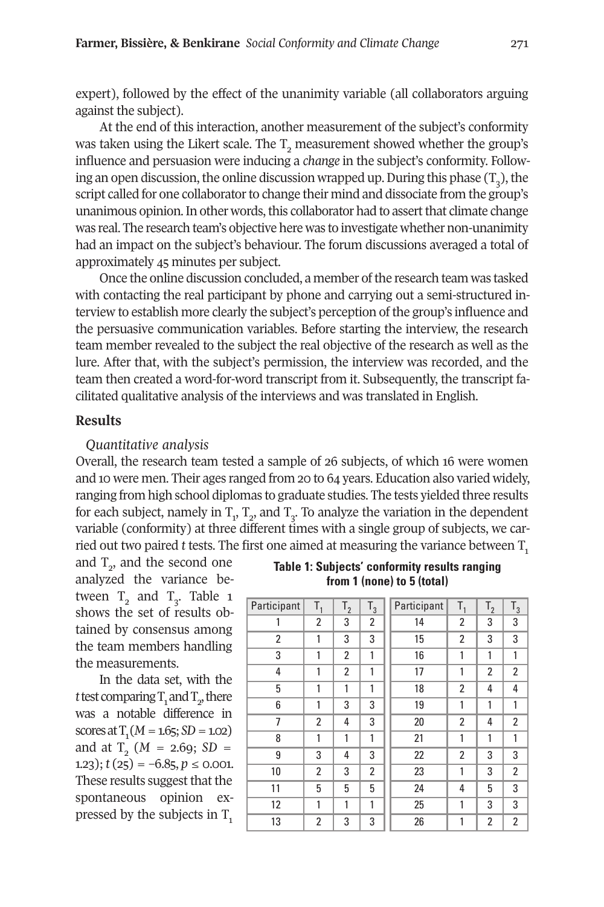expert), followed by the effect of the unanimity variable (all collaborators arguing against the subject).

At the end of this interaction, another measurement of the subject's conformity was taken using the Likert scale. The $T_2$ measurement showed whether the group's influence and persuasion were inducing a *change* in the subject's conformity. Following an open discussion, the online discussion wrapped up. During this phase ($T_3$), the script called for one collaborator to change their mind and dissociate from the group's unanimous opinion. In other words, this collaborator had to assert that climate change was real. The research team's objective here was to investigate whether non-unanimity had an impact on the subject's behaviour. The forum discussions averaged a total of approximately 45 minutes per subject.

Once the online discussion concluded, a member of the research team was tasked with contacting the real participant by phone and carrying out a semi-structured interview to establish more clearly the subject's perception of the group's influence and the persuasive communication variables. Before starting the interview, the research team member revealed to the subject the real objective of the research as well as the lure. After that, with the subject's permission, the interview was recorded, and the team then created a word-for-word transcript from it. Subsequently, the transcript facilitated qualitative analysis of the interviews and was translated in English.

## Results

*Quantitative analysis*

Overall, the research team tested a sample of 26 subjects, of which 16 were women and 10 were men. Their ages ranged from 20 to 64 years. Education also varied widely, ranging from high school diplomas to graduate studies. The tests yielded three results for each subject, namely in $T_1$, $T_2$, and $T_3$. To analyze the variation in the dependent variable (conformity) at three different times with a single group of subjects, we carried out two paired *t* tests. The first one aimed at measuring the variance between $T_1$ and $T_2$, and the second one analyzed the variance between $T_2$ and $T_3$. Table 1 shows the set of results obtained by consensus among the team members handling the measurements.

In the data set, with the *t* test comparing $T_1$ and $T_2$, there was a notable difference in scores at $T_1$ ($M = 1.65$; $SD = 1.02$) and at $T_2$ ($M = 2.69$; $SD = 1.23$); $t\,(25) = -6.85$, $p \leq 0.001$. These results suggest that the spontaneous opinion expressed by the subjects in $T_1$

**Table 1: Subjects' conformity results ranging from 1 (none) to 5 (total)**

| Participant | $T_1$ | $T_2$ | $T_3$ | Participant | $T_1$ | $T_2$ | $T_3$ |
|---|---|---|---|---|---|---|---|
| 1 | 2 | 3 | 2 | 14 | 2 | 3 | 3 |
| 2 | 1 | 3 | 3 | 15 | 2 | 3 | 3 |
| 3 | 1 | 2 | 1 | 16 | 1 | 1 | 1 |
| 4 | 1 | 2 | 1 | 17 | 1 | 2 | 2 |
| 5 | 1 | 1 | 1 | 18 | 2 | 4 | 4 |
| 6 | 1 | 3 | 3 | 19 | 1 | 1 | 1 |
| 7 | 2 | 4 | 3 | 20 | 2 | 4 | 2 |
| 8 | 1 | 1 | 1 | 21 | 1 | 1 | 1 |
| 9 | 3 | 4 | 3 | 22 | 2 | 3 | 3 |
| 10 | 2 | 3 | 2 | 23 | 1 | 3 | 2 |
| 11 | 5 | 5 | 5 | 24 | 4 | 5 | 3 |
| 12 | 1 | 1 | 1 | 25 | 1 | 3 | 3 |
| 13 | 2 | 3 | 3 | 26 | 1 | 2 | 2 |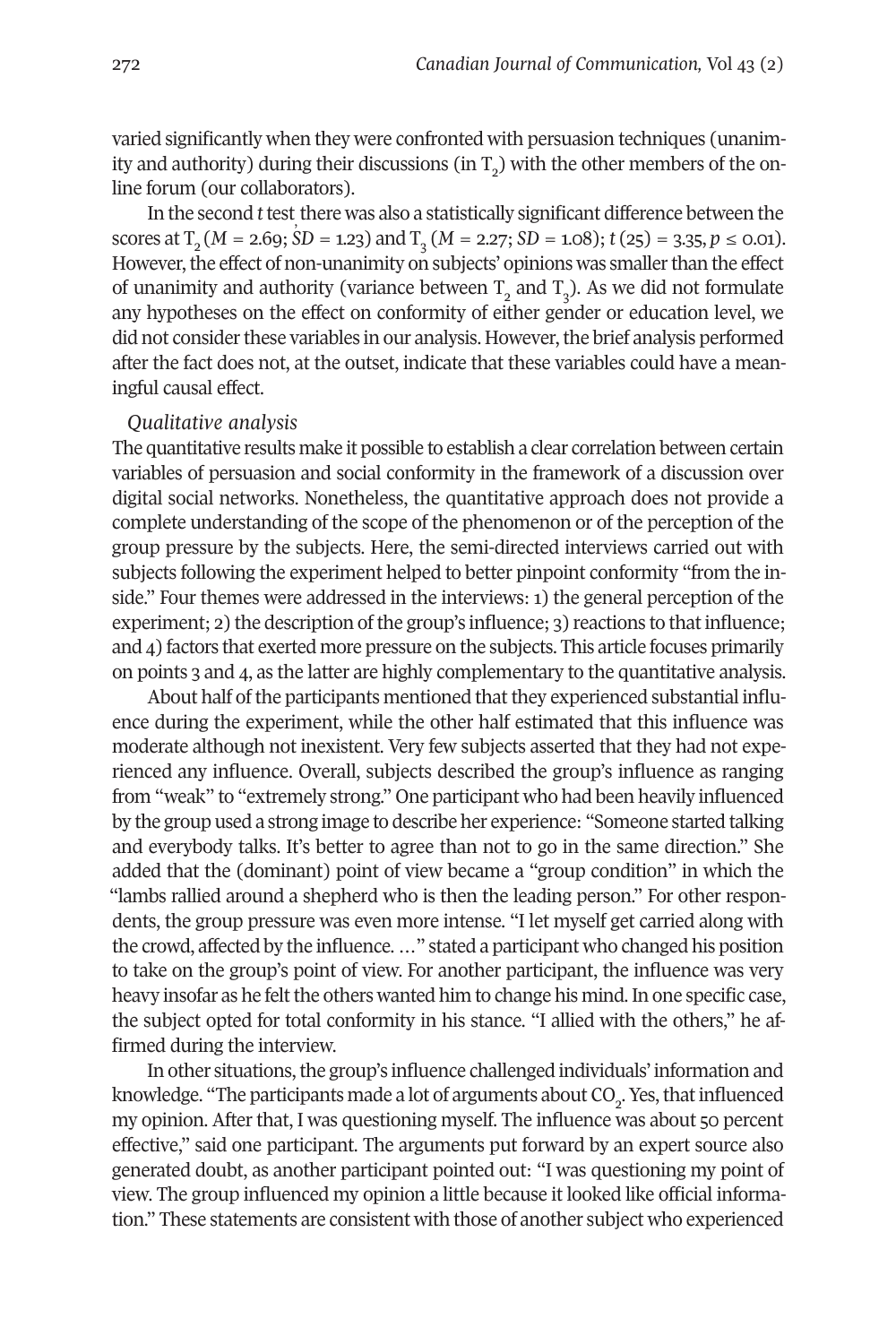varied significantly when they were confronted with persuasion techniques (unanimity and authority) during their discussions (in $T_2$) with the other members of the online forum (our collaborators).

In the second *t* test there was also a statistically significant difference between the scores at $T_2$ ($M = 2.69$; $SD = 1.23$) and $T_3$ ($M = 2.27$; $SD = 1.08$); $t\,(25) = 3.35, p \leq 0.01$). However, the effect of non-unanimity on subjects' opinions was smaller than the effect of unanimity and authority (variance between $T_2$ and $T_3$). As we did not formulate any hypotheses on the effect on conformity of either gender or education level, we did not consider these variables in our analysis. However, the brief analysis performed after the fact does not, at the outset, indicate that these variables could have a meaningful causal effect.

*Qualitative analysis*

The quantitative results make it possible to establish a clear correlation between certain variables of persuasion and social conformity in the framework of a discussion over digital social networks. Nonetheless, the quantitative approach does not provide a complete understanding of the scope of the phenomenon or of the perception of the group pressure by the subjects. Here, the semi-directed interviews carried out with subjects following the experiment helped to better pinpoint conformity "from the inside." Four themes were addressed in the interviews: 1) the general perception of the experiment; 2) the description of the group's influence; 3) reactions to that influence; and 4) factors that exerted more pressure on the subjects. This article focuses primarily on points 3 and 4, as the latter are highly complementary to the quantitative analysis.

About half of the participants mentioned that they experienced substantial influence during the experiment, while the other half estimated that this influence was moderate although not inexistent. Very few subjects asserted that they had not experienced any influence. Overall, subjects described the group's influence as ranging from "weak" to "extremely strong." One participant who had been heavily influenced by the group used a strong image to describe her experience: "Someone started talking and everybody talks. It's better to agree than not to go in the same direction." She added that the (dominant) point of view became a "group condition" in which the "lambs rallied around a shepherd who is then the leading person." For other respondents, the group pressure was even more intense. "I let myself get carried along with the crowd, affected by the influence. …" stated a participant who changed his position to take on the group's point of view. For another participant, the influence was very heavy insofar as he felt the others wanted him to change his mind. In one specific case, the subject opted for total conformity in his stance. "I allied with the others," he affirmed during the interview.

In other situations, the group's influence challenged individuals' information and knowledge. "The participants made a lot of arguments about $CO_2$. Yes, that influenced my opinion. After that, I was questioning myself. The influence was about 50 percent effective," said one participant. The arguments put forward by an expert source also generated doubt, as another participant pointed out: "I was questioning my point of view. The group influenced my opinion a little because it looked like official information." These statements are consistent with those of another subject who experienced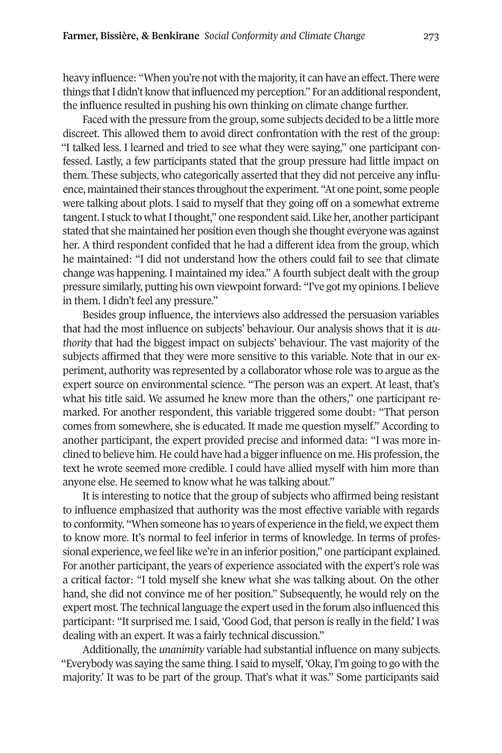heavy influence: "When you're not with the majority, it can have an effect. There were things that I didn't know that influenced my perception." For an additional respondent, the influence resulted in pushing his own thinking on climate change further.

Faced with the pressure from the group, some subjects decided to be a little more discreet. This allowed them to avoid direct confrontation with the rest of the group: "I talked less. I learned and tried to see what they were saying," one participant confessed. Lastly, a few participants stated that the group pressure had little impact on them. These subjects, who categorically asserted that they did not perceive any influence, maintained their stances throughout the experiment. "At one point, some people were talking about plots. I said to myself that they going off on a somewhat extreme tangent. I stuck to what I thought," one respondent said. Like her, another participant stated that she maintained her position even though she thought everyone was against her. A third respondent confided that he had a different idea from the group, which he maintained: "I did not understand how the others could fail to see that climate change was happening. I maintained my idea." A fourth subject dealt with the group pressure similarly, putting his own viewpoint forward: "I've got my opinions. I believe in them. I didn't feel any pressure."

Besides group influence, the interviews also addressed the persuasion variables that had the most influence on subjects' behaviour. Our analysis shows that it is *authority* that had the biggest impact on subjects' behaviour. The vast majority of the subjects affirmed that they were more sensitive to this variable. Note that in our experiment, authority was represented by a collaborator whose role was to argue as the expert source on environmental science. "The person was an expert. At least, that's what his title said. We assumed he knew more than the others," one participant remarked. For another respondent, this variable triggered some doubt: "That person comes from somewhere, she is educated. It made me question myself." According to another participant, the expert provided precise and informed data: "I was more inclined to believe him. He could have had a bigger influence on me. His profession, the text he wrote seemed more credible. I could have allied myself with him more than anyone else. He seemed to know what he was talking about."

It is interesting to notice that the group of subjects who affirmed being resistant to influence emphasized that authority was the most effective variable with regards to conformity. "When someone has 10 years of experience in the field, we expect them to know more. It's normal to feel inferior in terms of knowledge. In terms of professional experience, we feel like we're in an inferior position," one participant explained. For another participant, the years of experience associated with the expert's role was a critical factor: "I told myself she knew what she was talking about. On the other hand, she did not convince me of her position." Subsequently, he would rely on the expert most. The technical language the expert used in the forum also influenced this participant: "It surprised me. I said, 'Good God, that person is really in the field.' I was dealing with an expert. It was a fairly technical discussion."

Additionally, the *unanimity* variable had substantial influence on many subjects. "Everybody was saying the same thing. I said to myself, 'Okay, I'm going to go with the majority.' It was to be part of the group. That's what it was." Some participants said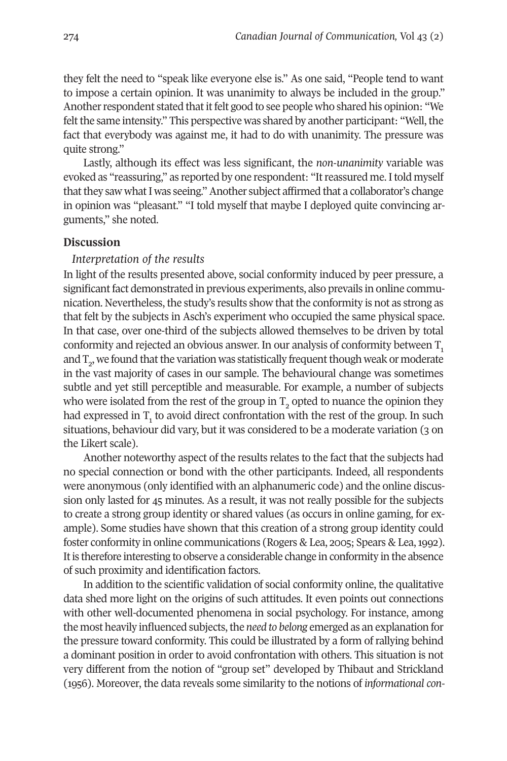they felt the need to "speak like everyone else is." As one said, "People tend to want to impose a certain opinion. It was unanimity to always be included in the group." Another respondent stated that it felt good to see people who shared his opinion: "We felt the same intensity." This perspective was shared by another participant: "Well, the fact that everybody was against me, it had to do with unanimity. The pressure was quite strong."

Lastly, although its effect was less significant, the *non-unanimity* variable was evoked as "reassuring," as reported by one respondent: "It reassured me. I told myself that they saw what I was seeing." Another subject affirmed that a collaborator's change in opinion was "pleasant." "I told myself that maybe I deployed quite convincing arguments," she noted.

## Discussion

### *Interpretation of the results*

In light of the results presented above, social conformity induced by peer pressure, a significant fact demonstrated in previous experiments, also prevails in online communication. Nevertheless, the study's results show that the conformity is not as strong as that felt by the subjects in Asch's experiment who occupied the same physical space. In that case, over one-third of the subjects allowed themselves to be driven by total conformity and rejected an obvious answer. In our analysis of conformity between $T_1$ and $T_2$, we found that the variation was statistically frequent though weak or moderate in the vast majority of cases in our sample. The behavioural change was sometimes subtle and yet still perceptible and measurable. For example, a number of subjects who were isolated from the rest of the group in $T_2$ opted to nuance the opinion they had expressed in $T_1$ to avoid direct confrontation with the rest of the group. In such situations, behaviour did vary, but it was considered to be a moderate variation (3 on the Likert scale).

Another noteworthy aspect of the results relates to the fact that the subjects had no special connection or bond with the other participants. Indeed, all respondents were anonymous (only identified with an alphanumeric code) and the online discussion only lasted for 45 minutes. As a result, it was not really possible for the subjects to create a strong group identity or shared values (as occurs in online gaming, for example). Some studies have shown that this creation of a strong group identity could foster conformity in online communications (Rogers & Lea, 2005; Spears & Lea, 1992). It is therefore interesting to observe a considerable change in conformity in the absence of such proximity and identification factors.

In addition to the scientific validation of social conformity online, the qualitative data shed more light on the origins of such attitudes. It even points out connections with other well-documented phenomena in social psychology. For instance, among the most heavily influenced subjects, the *need to belong* emerged as an explanation for the pressure toward conformity. This could be illustrated by a form of rallying behind a dominant position in order to avoid confrontation with others. This situation is not very different from the notion of "group set" developed by Thibaut and Strickland (1956). Moreover, the data reveals some similarity to the notions of *informational con-*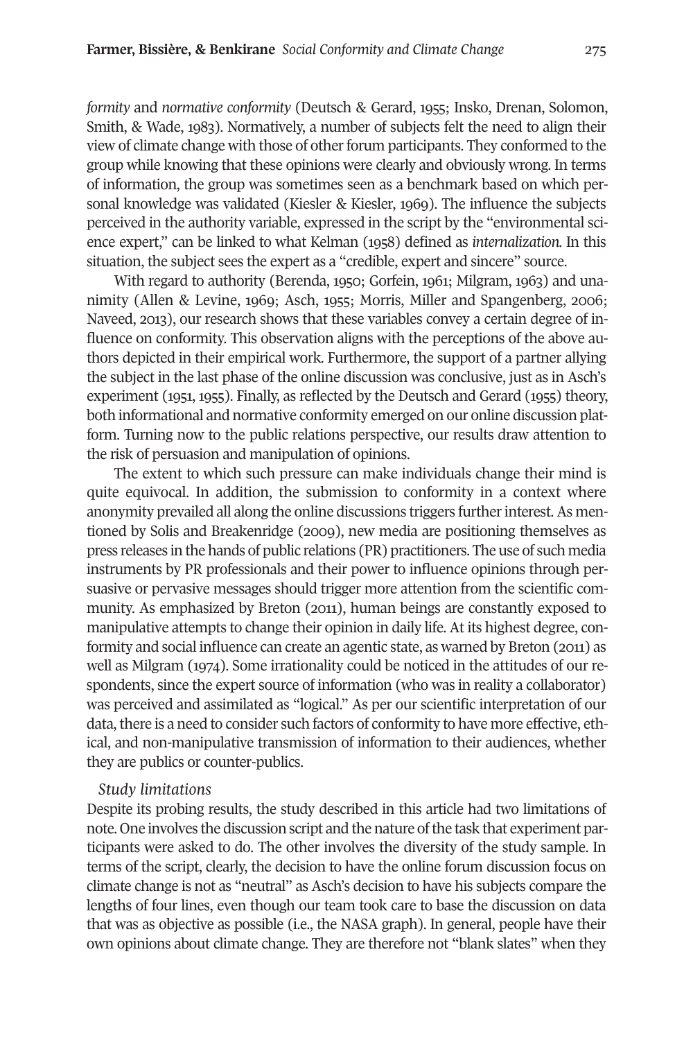*formity* and *normative conformity* (Deutsch & Gerard, 1955; Insko, Drenan, Solomon, Smith, & Wade, 1983). Normatively, a number of subjects felt the need to align their view of climate change with those of other forum participants. They conformed to the group while knowing that these opinions were clearly and obviously wrong. In terms of information, the group was sometimes seen as a benchmark based on which personal knowledge was validated (Kiesler & Kiesler, 1969). The influence the subjects perceived in the authority variable, expressed in the script by the "environmental science expert," can be linked to what Kelman (1958) defined as *internalization.* In this situation, the subject sees the expert as a "credible, expert and sincere" source.

With regard to authority (Berenda, 1950; Gorfein, 1961; Milgram, 1963) and unanimity (Allen & Levine, 1969; Asch, 1955; Morris, Miller and Spangenberg, 2006; Naveed, 2013), our research shows that these variables convey a certain degree of influence on conformity. This observation aligns with the perceptions of the above authors depicted in their empirical work. Furthermore, the support of a partner allying the subject in the last phase of the online discussion was conclusive, just as in Asch's experiment (1951, 1955). Finally, as reflected by the Deutsch and Gerard (1955) theory, both informational and normative conformity emerged on our online discussion platform. Turning now to the public relations perspective, our results draw attention to the risk of persuasion and manipulation of opinions.

The extent to which such pressure can make individuals change their mind is quite equivocal. In addition, the submission to conformity in a context where anonymity prevailed all along the online discussions triggers further interest. As mentioned by Solis and Breakenridge (2009), new media are positioning themselves as press releases in the hands of public relations (PR) practitioners. The use of such media instruments by PR professionals and their power to influence opinions through persuasive or pervasive messages should trigger more attention from the scientific community. As emphasized by Breton (2011), human beings are constantly exposed to manipulative attempts to change their opinion in daily life. At its highest degree, conformity and social influence can create an agentic state, as warned by Breton (2011) as well as Milgram (1974). Some irrationality could be noticed in the attitudes of our respondents, since the expert source of information (who was in reality a collaborator) was perceived and assimilated as "logical." As per our scientific interpretation of our data, there is a need to consider such factors of conformity to have more effective, ethical, and non-manipulative transmission of information to their audiences, whether they are publics or counter-publics.

### *Study limitations*

Despite its probing results, the study described in this article had two limitations of note. One involves the discussion script and the nature of the task that experiment participants were asked to do. The other involves the diversity of the study sample. In terms of the script, clearly, the decision to have the online forum discussion focus on climate change is not as "neutral" as Asch's decision to have his subjects compare the lengths of four lines, even though our team took care to base the discussion on data that was as objective as possible (i.e., the NASA graph). In general, people have their own opinions about climate change. They are therefore not "blank slates" when they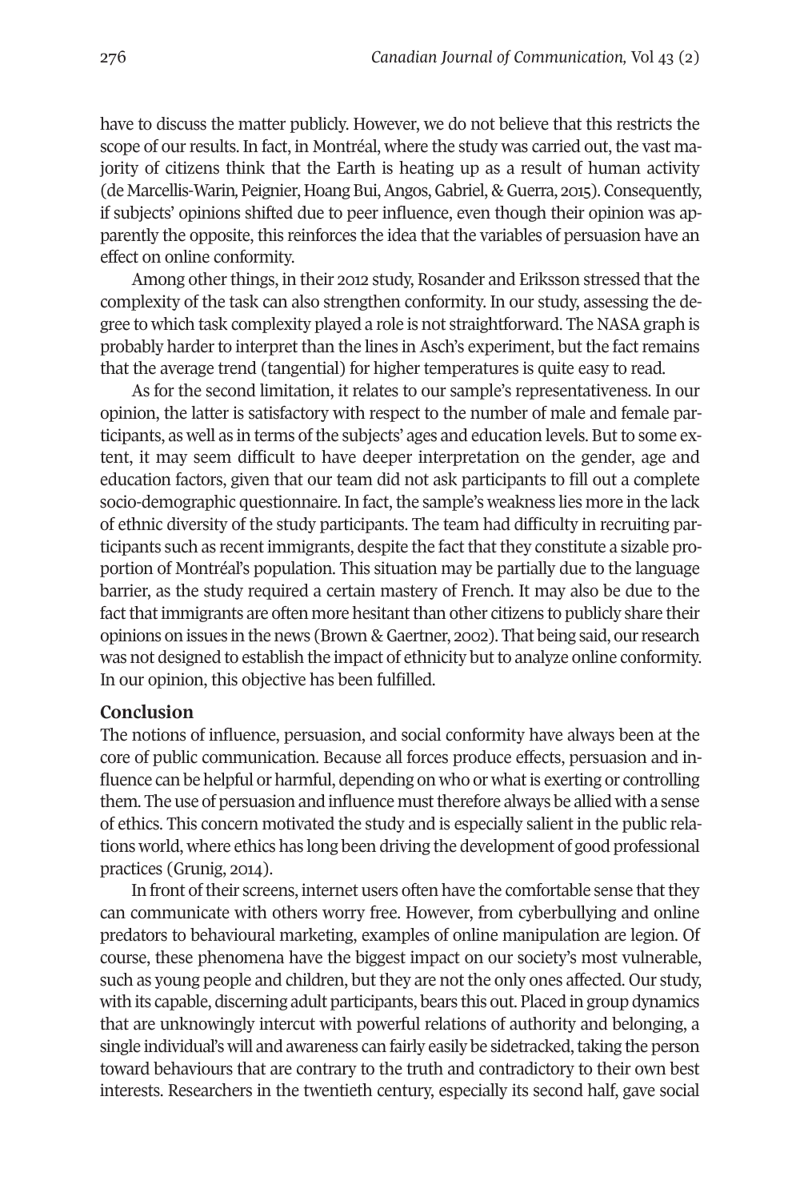have to discuss the matter publicly. However, we do not believe that this restricts the scope of our results. In fact, in Montréal, where the study was carried out, the vast majority of citizens think that the Earth is heating up as a result of human activity (de Marcellis-Warin, Peignier, Hoang Bui, Angos, Gabriel, & Guerra, 2015). Consequently, if subjects' opinions shifted due to peer influence, even though their opinion was apparently the opposite, this reinforces the idea that the variables of persuasion have an effect on online conformity.

Among other things, in their 2012 study, Rosander and Eriksson stressed that the complexity of the task can also strengthen conformity. In our study, assessing the degree to which task complexity played a role is not straightforward. The NASA graph is probably harder to interpret than the lines in Asch's experiment, but the fact remains that the average trend (tangential) for higher temperatures is quite easy to read.

As for the second limitation, it relates to our sample's representativeness. In our opinion, the latter is satisfactory with respect to the number of male and female participants, as well as in terms of the subjects' ages and education levels. But to some extent, it may seem difficult to have deeper interpretation on the gender, age and education factors, given that our team did not ask participants to fill out a complete socio-demographic questionnaire. In fact, the sample's weakness lies more in the lack of ethnic diversity of the study participants. The team had difficulty in recruiting participants such as recent immigrants, despite the fact that they constitute a sizable proportion of Montréal's population. This situation may be partially due to the language barrier, as the study required a certain mastery of French. It may also be due to the fact that immigrants are often more hesitant than other citizens to publicly share their opinions on issues in the news (Brown & Gaertner, 2002). That being said, our research was not designed to establish the impact of ethnicity but to analyze online conformity. In our opinion, this objective has been fulfilled.

## Conclusion

The notions of influence, persuasion, and social conformity have always been at the core of public communication. Because all forces produce effects, persuasion and influence can be helpful or harmful, depending on who or what is exerting or controlling them. The use of persuasion and influence must therefore always be allied with a sense of ethics. This concern motivated the study and is especially salient in the public relations world, where ethics has long been driving the development of good professional practices (Grunig, 2014).

In front of their screens, internet users often have the comfortable sense that they can communicate with others worry free. However, from cyberbullying and online predators to behavioural marketing, examples of online manipulation are legion. Of course, these phenomena have the biggest impact on our society's most vulnerable, such as young people and children, but they are not the only ones affected. Our study, with its capable, discerning adult participants, bears this out. Placed in group dynamics that are unknowingly intercut with powerful relations of authority and belonging, a single individual's will and awareness can fairly easily be sidetracked, taking the person toward behaviours that are contrary to the truth and contradictory to their own best interests. Researchers in the twentieth century, especially its second half, gave social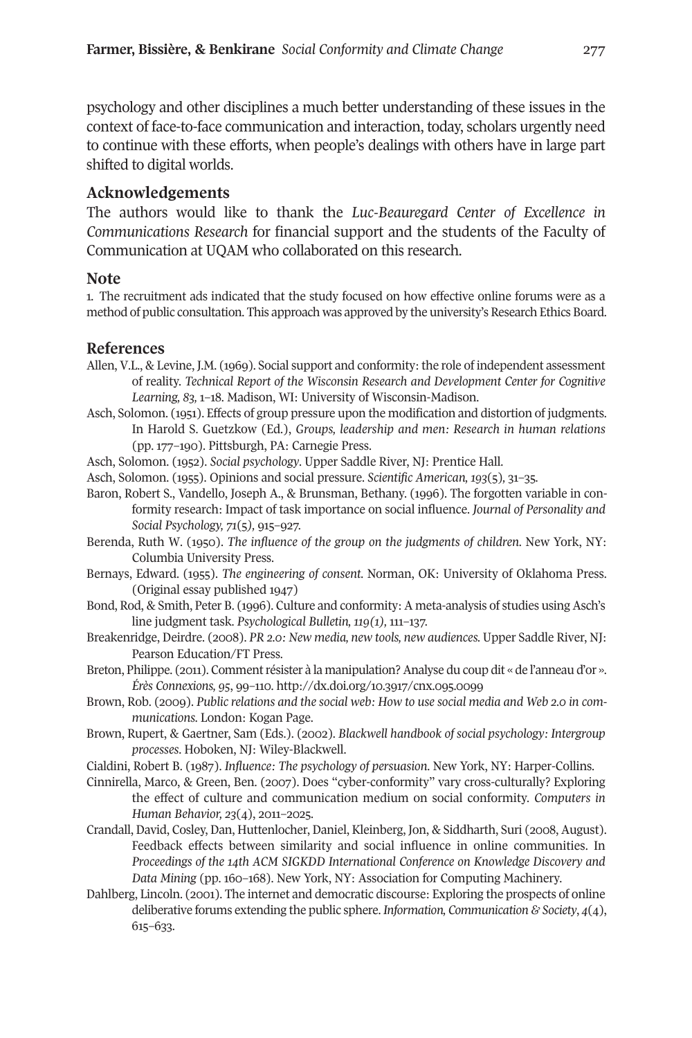psychology and other disciplines a much better understanding of these issues in the context of face-to-face communication and interaction, today, scholars urgently need to continue with these efforts, when people's dealings with others have in large part shifted to digital worlds.

## Acknowledgements

The authors would like to thank the *Luc-Beauregard Center of Excellence in Communications Research* for financial support and the students of the Faculty of Communication at UQAM who collaborated on this research.

## Note

1. The recruitment ads indicated that the study focused on how effective online forums were as a method of public consultation. This approach was approved by the university's Research Ethics Board.

## References

Allen, V.L., & Levine, J.M. (1969). Social support and conformity: the role of independent assessment of reality. *Technical Report of the Wisconsin Research and Development Center for Cognitive Learning, 83,* 1–18. Madison, WI: University of Wisconsin-Madison.

Asch, Solomon. (1951). Effects of group pressure upon the modification and distortion of judgments. In Harold S. Guetzkow (Ed.), *Groups, leadership and men: Research in human relations* (pp. 177–190). Pittsburgh, PA: Carnegie Press.

Asch, Solomon. (1952). *Social psychology*. Upper Saddle River, NJ: Prentice Hall.

Asch, Solomon. (1955). Opinions and social pressure. *Scientific American, 193*(5), 31–35.

Baron, Robert S., Vandello, Joseph A., & Brunsman, Bethany. (1996). The forgotten variable in conformity research: Impact of task importance on social influence. *Journal of Personality and Social Psychology, 71*(5), 915–927.

Berenda, Ruth W. (1950). *The influence of the group on the judgments of children.* New York, NY: Columbia University Press.

Bernays, Edward. (1955). *The engineering of consent.* Norman, OK: University of Oklahoma Press. (Original essay published 1947)

Bond, Rod, & Smith, Peter B. (1996). Culture and conformity: A meta-analysis of studies using Asch's line judgment task. *Psychological Bulletin, 119(1),* 111–137.

Breakenridge, Deirdre. (2008). *PR 2.0: New media, new tools, new audiences.* Upper Saddle River, NJ: Pearson Education/FT Press.

Breton, Philippe. (2011). Comment résister à la manipulation? Analyse du coup dit « de l'anneau d'or ». *Érès Connexions, 95*, 99–110. http://dx.doi.org/10.3917/cnx.095.0099

Brown, Rob. (2009). *Public relations and the social web: How to use social media and Web 2.0 in communications.* London: Kogan Page.

Brown, Rupert, & Gaertner, Sam (Eds.). (2002). *Blackwell handbook of social psychology: Intergroup processes*. Hoboken, NJ: Wiley-Blackwell.

Cialdini, Robert B. (1987). *Influence: The psychology of persuasion.* New York, NY: Harper-Collins.

Cinnirella, Marco, & Green, Ben. (2007). Does "cyber-conformity" vary cross-culturally? Exploring the effect of culture and communication medium on social conformity. *Computers in Human Behavior, 23*(4), 2011–2025.

Crandall, David, Cosley, Dan, Huttenlocher, Daniel, Kleinberg, Jon, & Siddharth, Suri (2008, August). Feedback effects between similarity and social influence in online communities. In *Proceedings of the 14th ACM SIGKDD International Conference on Knowledge Discovery and Data Mining* (pp. 160–168). New York, NY: Association for Computing Machinery.

Dahlberg, Lincoln. (2001). The internet and democratic discourse: Exploring the prospects of online deliberative forums extending the public sphere. *Information, Communication & Society*, *4*(4), 615–633.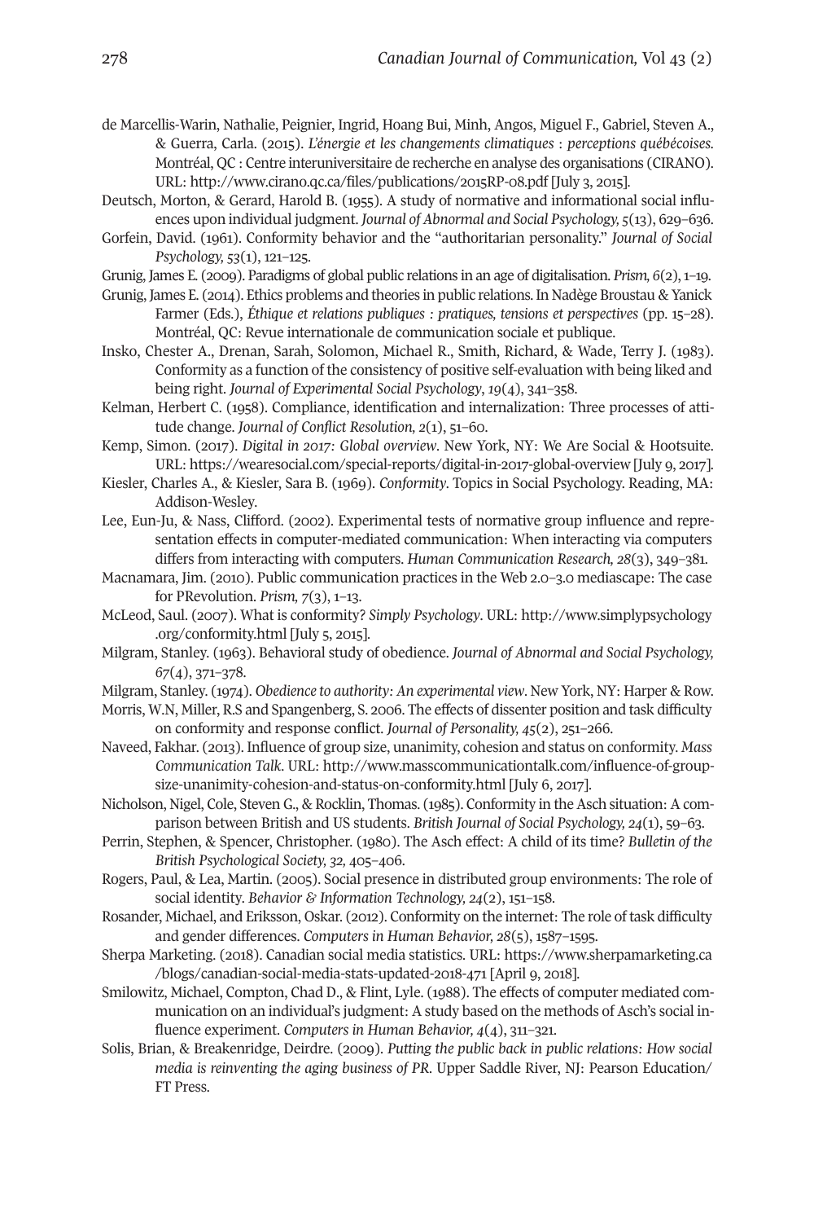de Marcellis-Warin, Nathalie, Peignier, Ingrid, Hoang Bui, Minh, Angos, Miguel F., Gabriel, Steven A., & Guerra, Carla. (2015). *L'énergie et les changements climatiques : perceptions québécoises*. Montréal, QC : Centre interuniversitaire de recherche en analyse des organisations (CIRANO). URL: http://www.cirano.qc.ca/files/publications/2015RP-08.pdf [July 3, 2015].

Deutsch, Morton, & Gerard, Harold B. (1955). A study of normative and informational social influences upon individual judgment. *Journal of Abnormal and Social Psychology, 5*(13), 629–636.

Gorfein, David. (1961). Conformity behavior and the "authoritarian personality." *Journal of Social Psychology, 53*(1), 121–125.

Grunig, James E. (2009). Paradigms of global public relations in an age of digitalisation. *Prism, 6*(2), 1–19.

Grunig, James E. (2014). Ethics problems and theories in public relations. In Nadège Broustau & Yanick Farmer (Eds.), *Éthique et relations publiques : pratiques, tensions et perspectives* (pp. 15–28). Montréal, QC: Revue internationale de communication sociale et publique.

Insko, Chester A., Drenan, Sarah, Solomon, Michael R., Smith, Richard, & Wade, Terry J. (1983). Conformity as a function of the consistency of positive self-evaluation with being liked and being right. *Journal of Experimental Social Psychology*, *19*(4), 341–358.

Kelman, Herbert C. (1958). Compliance, identification and internalization: Three processes of attitude change. *Journal of Conflict Resolution, 2*(1), 51–60.

Kemp, Simon. (2017). *Digital in 2017: Global overview*. New York, NY: We Are Social & Hootsuite. URL: https://wearesocial.com/special-reports/digital-in-2017-global-overview [July 9, 2017].

Kiesler, Charles A., & Kiesler, Sara B. (1969). *Conformity*. Topics in Social Psychology. Reading, MA: Addison-Wesley.

Lee, Eun-Ju, & Nass, Clifford. (2002). Experimental tests of normative group influence and representation effects in computer-mediated communication: When interacting via computers differs from interacting with computers. *Human Communication Research, 28*(3), 349–381.

Macnamara, Jim. (2010). Public communication practices in the Web 2.0–3.0 mediascape: The case for PRevolution. *Prism, 7*(3), 1–13.

McLeod, Saul. (2007). What is conformity? *Simply Psychology*. URL: http://www.simplypsychology.org/conformity.html [July 5, 2015].

Milgram, Stanley. (1963). Behavioral study of obedience. *Journal of Abnormal and Social Psychology, 67*(4), 371–378.

Milgram, Stanley. (1974). *Obedience to authority: An experimental view*. New York, NY: Harper & Row.

Morris, W.N, Miller, R.S and Spangenberg, S. 2006. The effects of dissenter position and task difficulty on conformity and response conflict. *Journal of Personality, 45*(2), 251–266.

Naveed, Fakhar. (2013). Influence of group size, unanimity, cohesion and status on conformity. *Mass Communication Talk*. URL: http://www.masscommunicationtalk.com/influence-of-group-size-unanimity-cohesion-and-status-on-conformity.html [July 6, 2017].

Nicholson, Nigel, Cole, Steven G., & Rocklin, Thomas. (1985). Conformity in the Asch situation: A comparison between British and US students. *British Journal of Social Psychology, 24*(1), 59–63.

Perrin, Stephen, & Spencer, Christopher. (1980). The Asch effect: A child of its time? *Bulletin of the British Psychological Society, 32,* 405–406.

Rogers, Paul, & Lea, Martin. (2005). Social presence in distributed group environments: The role of social identity. *Behavior & Information Technology, 24*(2), 151–158.

Rosander, Michael, and Eriksson, Oskar. (2012). Conformity on the internet: The role of task difficulty and gender differences. *Computers in Human Behavior, 28*(5), 1587–1595.

Sherpa Marketing. (2018). Canadian social media statistics. URL: https://www.sherpamarketing.ca/blogs/canadian-social-media-stats-updated-2018-471 [April 9, 2018].

Smilowitz, Michael, Compton, Chad D., & Flint, Lyle. (1988). The effects of computer mediated communication on an individual's judgment: A study based on the methods of Asch's social influence experiment. *Computers in Human Behavior, 4*(4), 311–321.

Solis, Brian, & Breakenridge, Deirdre. (2009). *Putting the public back in public relations: How social media is reinventing the aging business of PR*. Upper Saddle River, NJ: Pearson Education/FT Press.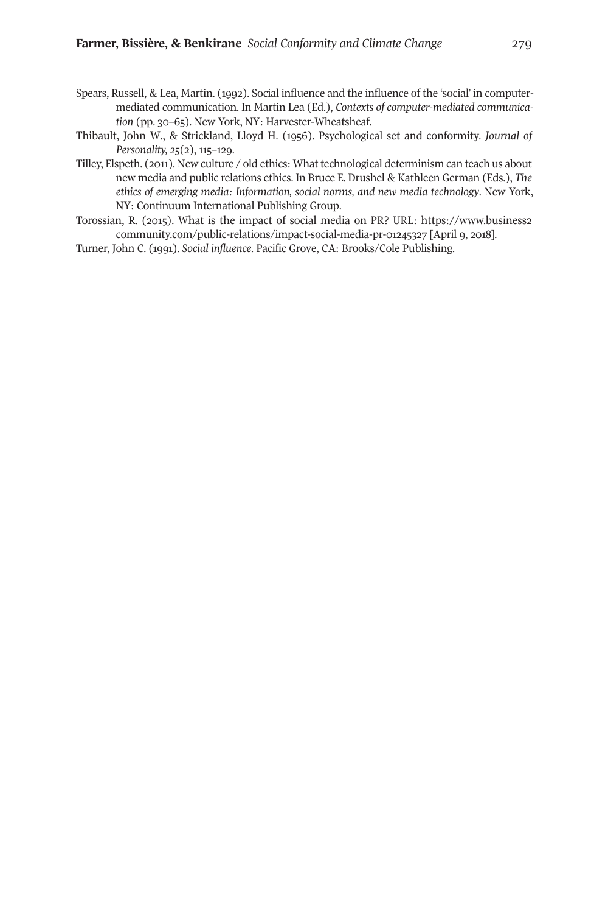Spears, Russell, & Lea, Martin. (1992). Social influence and the influence of the 'social' in computer-mediated communication. In Martin Lea (Ed.), *Contexts of computer-mediated communication* (pp. 30–65). New York, NY: Harvester-Wheatsheaf.

Thibault, John W., & Strickland, Lloyd H. (1956). Psychological set and conformity. *Journal of Personality, 25*(2), 115–129.

Tilley, Elspeth. (2011). New culture / old ethics: What technological determinism can teach us about new media and public relations ethics. In Bruce E. Drushel & Kathleen German (Eds.), *The ethics of emerging media: Information, social norms, and new media technology*. New York, NY: Continuum International Publishing Group.

Torossian, R. (2015). What is the impact of social media on PR? URL: https://www.business2community.com/public-relations/impact-social-media-pr-01245327 [April 9, 2018].

Turner, John C. (1991). *Social influence*. Pacific Grove, CA: Brooks/Cole Publishing.